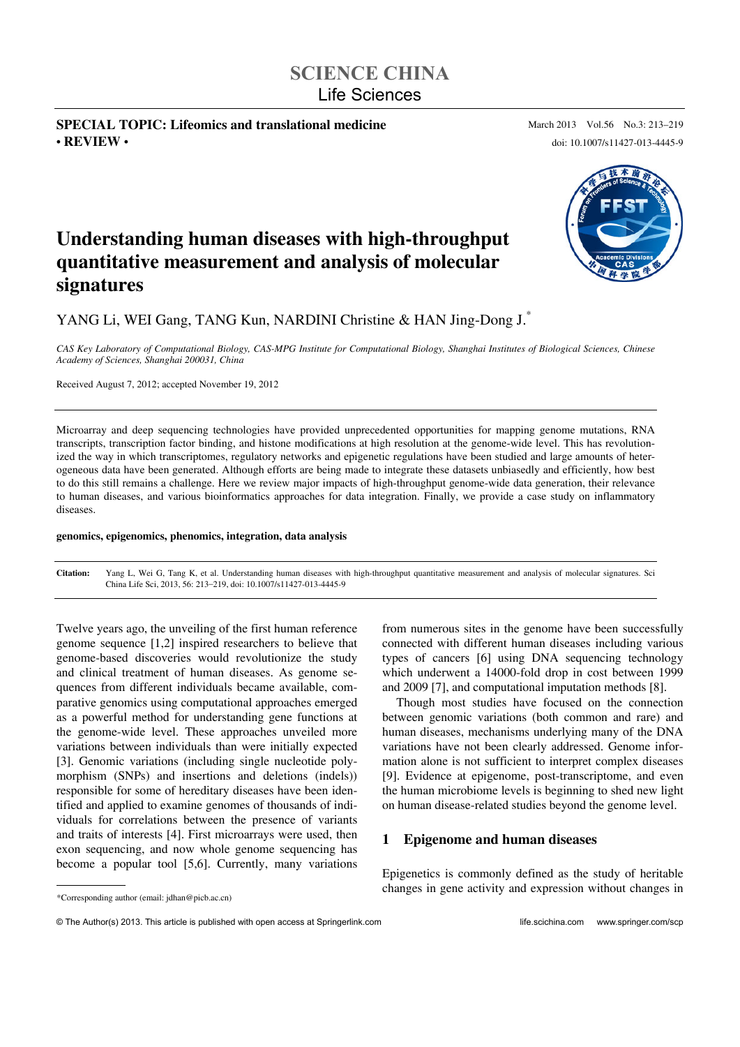SCIENCE CHINA
Life Sciences

**SPECIAL TOPIC: Lifeomics and translational medicine**
**• REVIEW •**

doi: 10.1007/s11427-013-4445-9

# Understanding human diseases with high-throughput quantitative measurement and analysis of molecular signatures

YANG Li, WEI Gang, TANG Kun, NARDINI Christine & HAN Jing-Dong J.*

*CAS Key Laboratory of Computational Biology, CAS-MPG Institute for Computational Biology, Shanghai Institutes of Biological Sciences, Chinese Academy of Sciences, Shanghai 200031, China*

Received August 7, 2012; accepted November 19, 2012

Microarray and deep sequencing technologies have provided unprecedented opportunities for mapping genome mutations, RNA transcripts, transcription factor binding, and histone modifications at high resolution at the genome-wide level. This has revolutionized the way in which transcriptomes, regulatory networks and epigenetic regulations have been studied and large amounts of heterogeneous data have been generated. Although efforts are being made to integrate these datasets unbiasedly and efficiently, how best to do this still remains a challenge. Here we review major impacts of high-throughput genome-wide data generation, their relevance to human diseases, and various bioinformatics approaches for data integration. Finally, we provide a case study on inflammatory diseases.

**genomics, epigenomics, phenomics, integration, data analysis**

**Citation:** Yang L, Wei G, Tang K, et al. Understanding human diseases with high-throughput quantitative measurement and analysis of molecular signatures. Sci China Life Sci, 2013, 56: 213–219, doi: 10.1007/s11427-013-4445-9

Twelve years ago, the unveiling of the first human reference genome sequence [1,2] inspired researchers to believe that genome-based discoveries would revolutionize the study and clinical treatment of human diseases. As genome sequences from different individuals became available, comparative genomics using computational approaches emerged as a powerful method for understanding gene functions at the genome-wide level. These approaches unveiled more variations between individuals than were initially expected [3]. Genomic variations (including single nucleotide polymorphism (SNPs) and insertions and deletions (indels)) responsible for some of hereditary diseases have been identified and applied to examine genomes of thousands of individuals for correlations between the presence of variants and traits of interests [4]. First microarrays were used, then exon sequencing, and now whole genome sequencing has become a popular tool [5,6]. Currently, many variations from numerous sites in the genome have been successfully connected with different human diseases including various types of cancers [6] using DNA sequencing technology which underwent a 14000-fold drop in cost between 1999 and 2009 [7], and computational imputation methods [8].

Though most studies have focused on the connection between genomic variations (both common and rare) and human diseases, mechanisms underlying many of the DNA variations have not been clearly addressed. Genome information alone is not sufficient to interpret complex diseases [9]. Evidence at epigenome, post-transcriptome, and even the human microbiome levels is beginning to shed new light on human disease-related studies beyond the genome level.

## 1 Epigenome and human diseases

Epigenetics is commonly defined as the study of heritable changes in gene activity and expression without changes in

*Corresponding author (email: jdhan@picb.ac.cn)

© The Author(s) 2013. This article is published with open access at Springerlink.com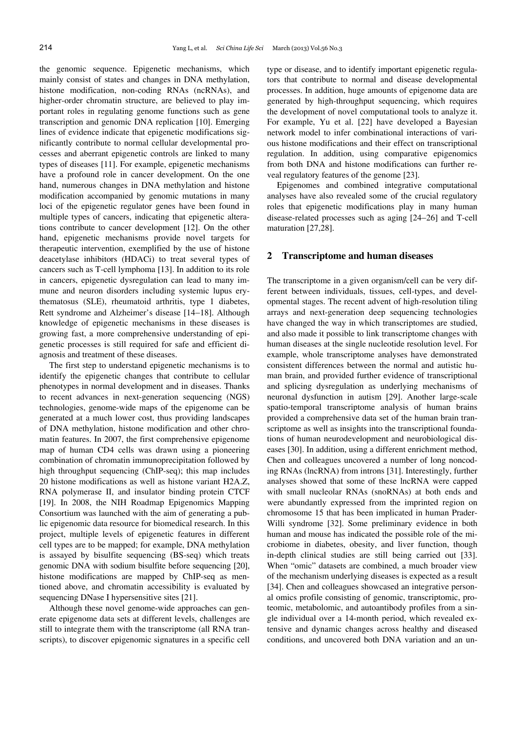the genomic sequence. Epigenetic mechanisms, which mainly consist of states and changes in DNA methylation, histone modification, non-coding RNAs (ncRNAs), and higher-order chromatin structure, are believed to play important roles in regulating genome functions such as gene transcription and genomic DNA replication [10]. Emerging lines of evidence indicate that epigenetic modifications significantly contribute to normal cellular developmental processes and aberrant epigenetic controls are linked to many types of diseases [11]. For example, epigenetic mechanisms have a profound role in cancer development. On the one hand, numerous changes in DNA methylation and histone modification accompanied by genomic mutations in many loci of the epigenetic regulator genes have been found in multiple types of cancers, indicating that epigenetic alterations contribute to cancer development [12]. On the other hand, epigenetic mechanisms provide novel targets for therapeutic intervention, exemplified by the use of histone deacetylase inhibitors (HDACi) to treat several types of cancers such as T-cell lymphoma [13]. In addition to its role in cancers, epigenetic dysregulation can lead to many immune and neuron disorders including systemic lupus erythematosus (SLE), rheumatoid arthritis, type 1 diabetes, Rett syndrome and Alzheimer's disease [14–18]. Although knowledge of epigenetic mechanisms in these diseases is growing fast, a more comprehensive understanding of epigenetic processes is still required for safe and efficient diagnosis and treatment of these diseases.

The first step to understand epigenetic mechanisms is to identify the epigenetic changes that contribute to cellular phenotypes in normal development and in diseases. Thanks to recent advances in next-generation sequencing (NGS) technologies, genome-wide maps of the epigenome can be generated at a much lower cost, thus providing landscapes of DNA methylation, histone modification and other chromatin features. In 2007, the first comprehensive epigenome map of human CD4 cells was drawn using a pioneering combination of chromatin immunoprecipitation followed by high throughput sequencing (ChIP-seq); this map includes 20 histone modifications as well as histone variant H2A.Z, RNA polymerase II, and insulator binding protein CTCF [19]. In 2008, the NIH Roadmap Epigenomics Mapping Consortium was launched with the aim of generating a public epigenomic data resource for biomedical research. In this project, multiple levels of epigenetic features in different cell types are to be mapped; for example, DNA methylation is assayed by bisulfite sequencing (BS-seq) which treats genomic DNA with sodium bisulfite before sequencing [20], histone modifications are mapped by ChIP-seq as mentioned above, and chromatin accessibility is evaluated by sequencing DNase I hypersensitive sites [21].

Although these novel genome-wide approaches can generate epigenome data sets at different levels, challenges are still to integrate them with the transcriptome (all RNA transcripts), to discover epigenomic signatures in a specific cell type or disease, and to identify important epigenetic regulators that contribute to normal and disease developmental processes. In addition, huge amounts of epigenome data are generated by high-throughput sequencing, which requires the development of novel computational tools to analyze it. For example, Yu et al. [22] have developed a Bayesian network model to infer combinational interactions of various histone modifications and their effect on transcriptional regulation. In addition, using comparative epigenomics from both DNA and histone modifications can further reveal regulatory features of the genome [23].

Epigenomes and combined integrative computational analyses have also revealed some of the crucial regulatory roles that epigenetic modifications play in many human disease-related processes such as aging [24–26] and T-cell maturation [27,28].

## 2 Transcriptome and human diseases

The transcriptome in a given organism/cell can be very different between individuals, tissues, cell-types, and developmental stages. The recent advent of high-resolution tiling arrays and next-generation deep sequencing technologies have changed the way in which transcriptomes are studied, and also made it possible to link transcriptome changes with human diseases at the single nucleotide resolution level. For example, whole transcriptome analyses have demonstrated consistent differences between the normal and autistic human brain, and provided further evidence of transcriptional and splicing dysregulation as underlying mechanisms of neuronal dysfunction in autism [29]. Another large-scale spatio-temporal transcriptome analysis of human brains provided a comprehensive data set of the human brain transcriptome as well as insights into the transcriptional foundations of human neurodevelopment and neurobiological diseases [30]. In addition, using a different enrichment method, Chen and colleagues uncovered a number of long noncoding RNAs (lncRNA) from introns [31]. Interestingly, further analyses showed that some of these lncRNA were capped with small nucleolar RNAs (snoRNAs) at both ends and were abundantly expressed from the imprinted region on chromosome 15 that has been implicated in human Prader-Willi syndrome [32]. Some preliminary evidence in both human and mouse has indicated the possible role of the microbiome in diabetes, obesity, and liver function, though in-depth clinical studies are still being carried out [33]. When "omic" datasets are combined, a much broader view of the mechanism underlying diseases is expected as a result [34]. Chen and colleagues showcased an integrative personal omics profile consisting of genomic, transcriptomic, proteomic, metabolomic, and autoantibody profiles from a single individual over a 14-month period, which revealed extensive and dynamic changes across healthy and diseased conditions, and uncovered both DNA variation and an un-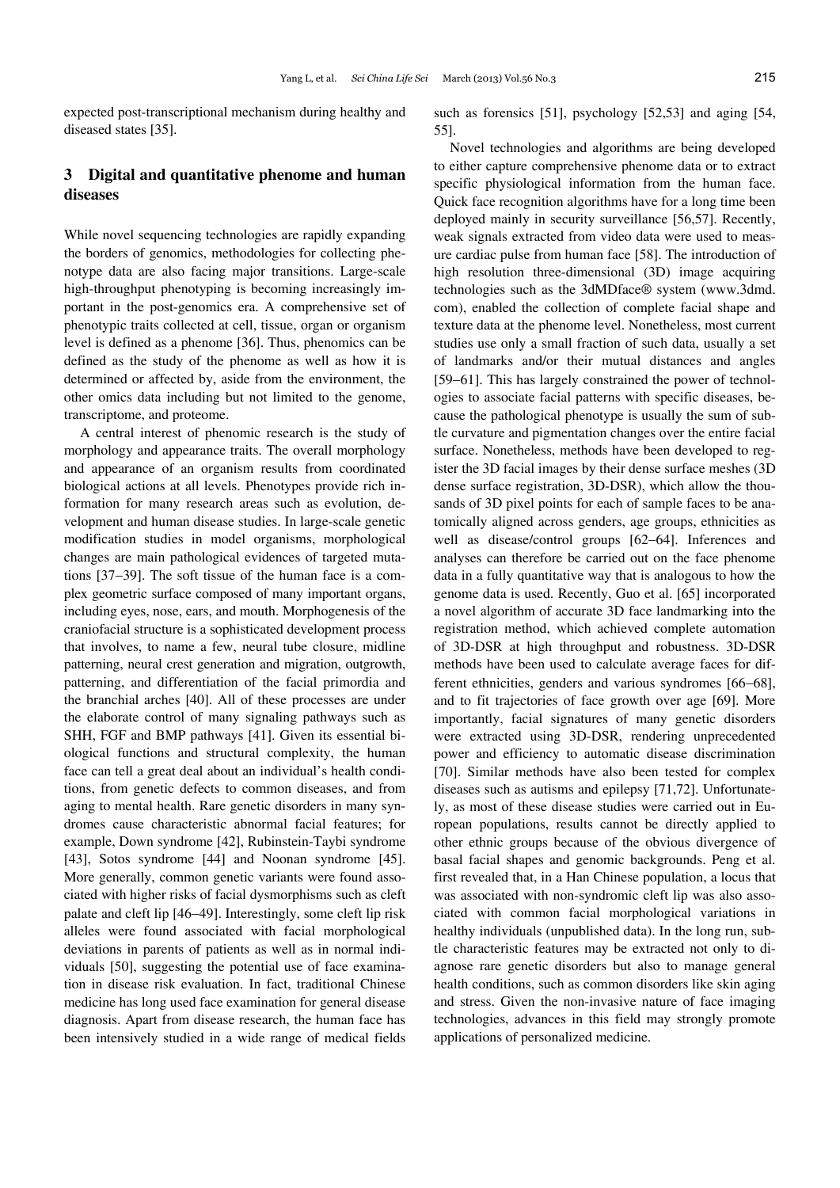expected post-transcriptional mechanism during healthy and diseased states [35].

## 3 Digital and quantitative phenome and human diseases

While novel sequencing technologies are rapidly expanding the borders of genomics, methodologies for collecting phenotype data are also facing major transitions. Large-scale high-throughput phenotyping is becoming increasingly important in the post-genomics era. A comprehensive set of phenotypic traits collected at cell, tissue, organ or organism level is defined as a phenome [36]. Thus, phenomics can be defined as the study of the phenome as well as how it is determined or affected by, aside from the environment, the other omics data including but not limited to the genome, transcriptome, and proteome.

A central interest of phenomic research is the study of morphology and appearance traits. The overall morphology and appearance of an organism results from coordinated biological actions at all levels. Phenotypes provide rich information for many research areas such as evolution, development and human disease studies. In large-scale genetic modification studies in model organisms, morphological changes are main pathological evidences of targeted mutations [37–39]. The soft tissue of the human face is a complex geometric surface composed of many important organs, including eyes, nose, ears, and mouth. Morphogenesis of the craniofacial structure is a sophisticated development process that involves, to name a few, neural tube closure, midline patterning, neural crest generation and migration, outgrowth, patterning, and differentiation of the facial primordia and the branchial arches [40]. All of these processes are under the elaborate control of many signaling pathways such as SHH, FGF and BMP pathways [41]. Given its essential biological functions and structural complexity, the human face can tell a great deal about an individual's health conditions, from genetic defects to common diseases, and from aging to mental health. Rare genetic disorders in many syndromes cause characteristic abnormal facial features; for example, Down syndrome [42], Rubinstein-Taybi syndrome [43], Sotos syndrome [44] and Noonan syndrome [45]. More generally, common genetic variants were found associated with higher risks of facial dysmorphisms such as cleft palate and cleft lip [46–49]. Interestingly, some cleft lip risk alleles were found associated with facial morphological deviations in parents of patients as well as in normal individuals [50], suggesting the potential use of face examination in disease risk evaluation. In fact, traditional Chinese medicine has long used face examination for general disease diagnosis. Apart from disease research, the human face has been intensively studied in a wide range of medical fields such as forensics [51], psychology [52,53] and aging [54,55].

Novel technologies and algorithms are being developed to either capture comprehensive phenome data or to extract specific physiological information from the human face. Quick face recognition algorithms have for a long time been deployed mainly in security surveillance [56,57]. Recently, weak signals extracted from video data were used to measure cardiac pulse from human face [58]. The introduction of high resolution three-dimensional (3D) image acquiring technologies such as the 3dMDface® system (www.3dmd.com), enabled the collection of complete facial shape and texture data at the phenome level. Nonetheless, most current studies use only a small fraction of such data, usually a set of landmarks and/or their mutual distances and angles [59–61]. This has largely constrained the power of technologies to associate facial patterns with specific diseases, because the pathological phenotype is usually the sum of subtle curvature and pigmentation changes over the entire facial surface. Nonetheless, methods have been developed to register the 3D facial images by their dense surface meshes (3D dense surface registration, 3D-DSR), which allow the thousands of 3D pixel points for each of sample faces to be anatomically aligned across genders, age groups, ethnicities as well as disease/control groups [62–64]. Inferences and analyses can therefore be carried out on the face phenome data in a fully quantitative way that is analogous to how the genome data is used. Recently, Guo et al. [65] incorporated a novel algorithm of accurate 3D face landmarking into the registration method, which achieved complete automation of 3D-DSR at high throughput and robustness. 3D-DSR methods have been used to calculate average faces for different ethnicities, genders and various syndromes [66–68], and to fit trajectories of face growth over age [69]. More importantly, facial signatures of many genetic disorders were extracted using 3D-DSR, rendering unprecedented power and efficiency to automatic disease discrimination [70]. Similar methods have also been tested for complex diseases such as autisms and epilepsy [71,72]. Unfortunately, as most of these disease studies were carried out in European populations, results cannot be directly applied to other ethnic groups because of the obvious divergence of basal facial shapes and genomic backgrounds. Peng et al. first revealed that, in a Han Chinese population, a locus that was associated with non-syndromic cleft lip was also associated with common facial morphological variations in healthy individuals (unpublished data). In the long run, subtle characteristic features may be extracted not only to diagnose rare genetic disorders but also to manage general health conditions, such as common disorders like skin aging and stress. Given the non-invasive nature of face imaging technologies, advances in this field may strongly promote applications of personalized medicine.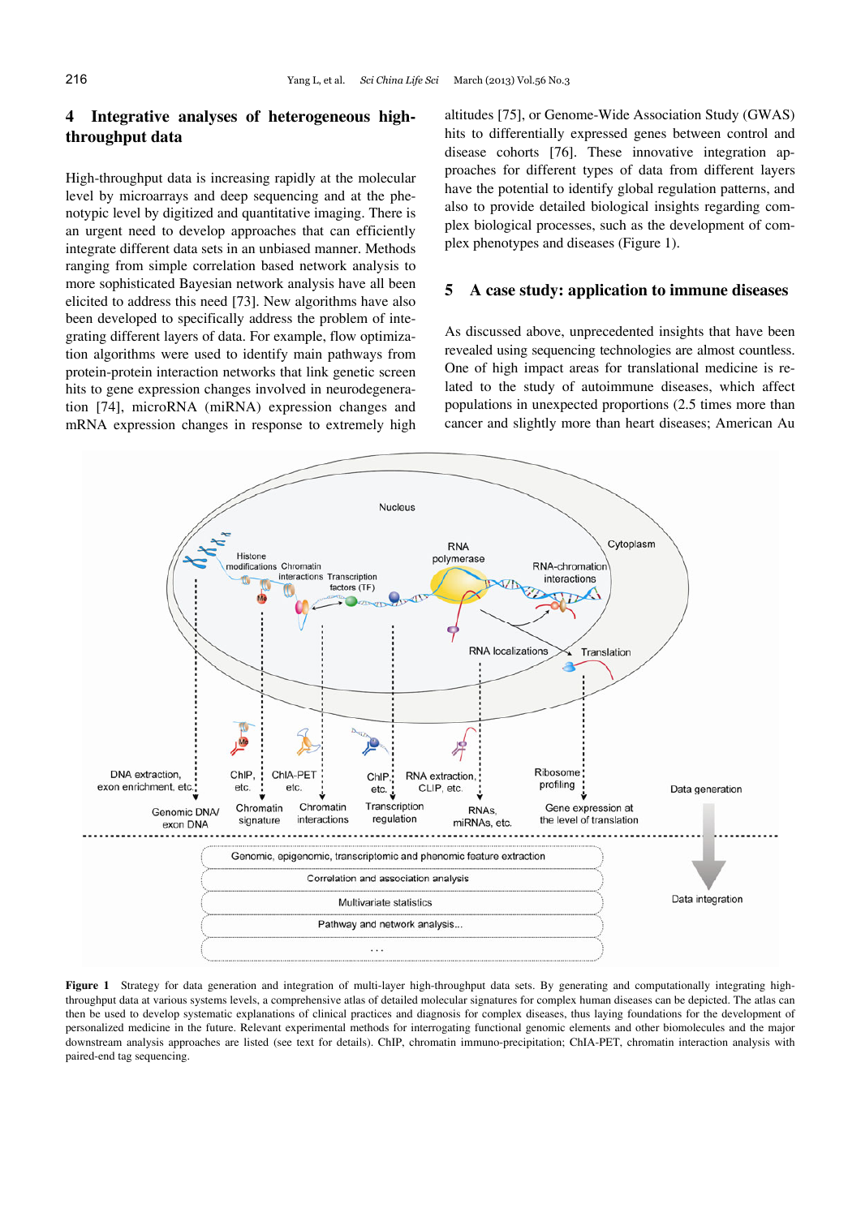## 4 Integrative analyses of heterogeneous high-throughput data

High-throughput data is increasing rapidly at the molecular level by microarrays and deep sequencing and at the phenotypic level by digitized and quantitative imaging. There is an urgent need to develop approaches that can efficiently integrate different data sets in an unbiased manner. Methods ranging from simple correlation based network analysis to more sophisticated Bayesian network analysis have all been elicited to address this need [73]. New algorithms have also been developed to specifically address the problem of integrating different layers of data. For example, flow optimization algorithms were used to identify main pathways from protein-protein interaction networks that link genetic screen hits to gene expression changes involved in neurodegeneration [74], microRNA (miRNA) expression changes and mRNA expression changes in response to extremely high altitudes [75], or Genome-Wide Association Study (GWAS) hits to differentially expressed genes between control and disease cohorts [76]. These innovative integration approaches for different types of data from different layers have the potential to identify global regulation patterns, and also to provide detailed biological insights regarding complex biological processes, such as the development of complex phenotypes and diseases (Figure 1).

## 5 A case study: application to immune diseases

As discussed above, unprecedented insights that have been revealed using sequencing technologies are almost countless. One of high impact areas for translational medicine is related to the study of autoimmune diseases, which affect populations in unexpected proportions (2.5 times more than cancer and slightly more than heart diseases; American Au

**Figure 1** Strategy for data generation and integration of multi-layer high-throughput data sets. By generating and computationally integrating high-throughput data at various systems levels, a comprehensive atlas of detailed molecular signatures for complex human diseases can be depicted. The atlas can then be used to develop systemic explanations of clinical practices and diagnosis for complex diseases, thus laying foundations for the development of personalized medicine in the future. Relevant experimental methods for interrogating functional genomic elements and other biomolecules and the major downstream analysis approaches are listed (see text for details). ChIP, chromatin immuno-precipitation; ChIA-PET, chromatin interaction analysis with paired-end tag sequencing.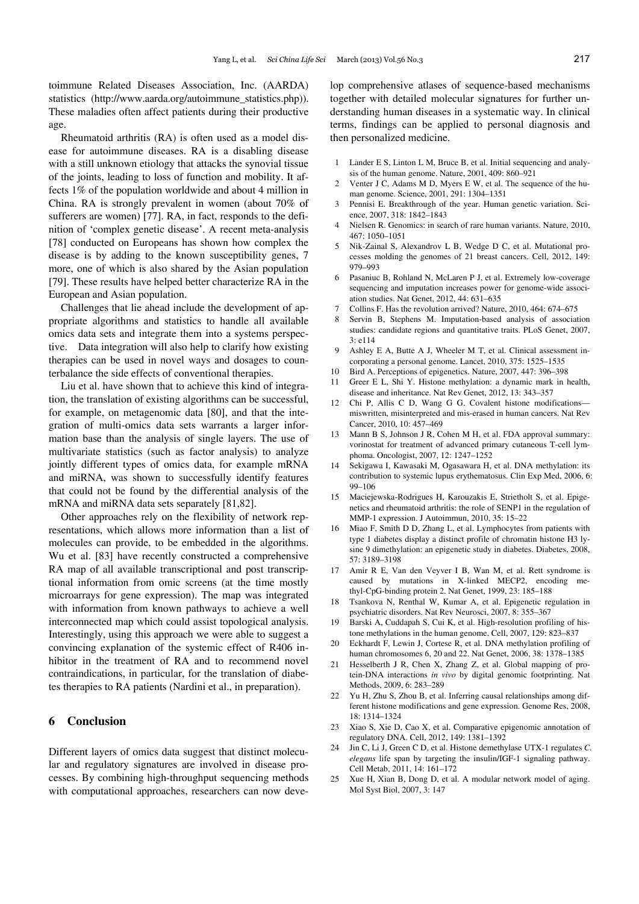toimmune Related Diseases Association, Inc. (AARDA) statistics (http://www.aarda.org/autoimmune_statistics.php)). These maladies often affect patients during their productive age.

Rheumatoid arthritis (RA) is often used as a model disease for autoimmune diseases. RA is a disabling disease with a still unknown etiology that attacks the synovial tissue of the joints, leading to loss of function and mobility. It affects 1% of the population worldwide and about 4 million in China. RA is strongly prevalent in women (about 70% of sufferers are women) [77]. RA, in fact, responds to the definition of 'complex genetic disease'. A recent meta-analysis [78] conducted on Europeans has shown how complex the disease is by adding to the known susceptibility genes, 7 more, one of which is also shared by the Asian population [79]. These results have helped better characterize RA in the European and Asian population.

Challenges that lie ahead include the development of appropriate algorithms and statistics to handle all available omics data sets and integrate them into a systems perspective. Data integration will also help to clarify how existing therapies can be used in novel ways and dosages to counterbalance the side effects of conventional therapies.

Liu et al. have shown that to achieve this kind of integration, the translation of existing algorithms can be successful, for example, on metagenomic data [80], and that the integration of multi-omics data sets warrants a larger information base than the analysis of single layers. The use of multivariate statistics (such as factor analysis) to analyze jointly different types of omics data, for example mRNA and miRNA, was shown to successfully identify features that could not be found by the differential analysis of the mRNA and miRNA data sets separately [81,82].

Other approaches rely on the flexibility of network representations, which allows more information than a list of molecules can provide, to be embedded in the algorithms. Wu et al. [83] have recently constructed a comprehensive RA map of all available transcriptional and post transcriptional information from omic screens (at the time mostly microarrays for gene expression). The map was integrated with information from known pathways to achieve a well interconnected map which could assist topological analysis. Interestingly, using this approach we were able to suggest a convincing explanation of the systemic effect of R406 inhibitor in the treatment of RA and to recommend novel contraindications, in particular, for the translation of diabetes therapies to RA patients (Nardini et al., in preparation).

## 6 Conclusion

Different layers of omics data suggest that distinct molecular and regulatory signatures are involved in disease processes. By combining high-throughput sequencing methods with computational approaches, researchers can now develop comprehensive atlases of sequence-based mechanisms together with detailed molecular signatures for further understanding human diseases in a systematic way. In clinical terms, findings can be applied to personal diagnosis and then personalized medicine.

1 Lander E S, Linton L M, Bruce B, et al. Initial sequencing and analysis of the human genome. Nature, 2001, 409: 860–921
2 Venter J C, Adams M D, Myers E W, et al. The sequence of the human genome. Science, 2001, 291: 1304–1351
3 Pennisi E. Breakthrough of the year. Human genetic variation. Science, 2007, 318: 1842–1843
4 Nielsen R. Genomics: in search of rare human variants. Nature, 2010, 467: 1050–1051
5 Nik-Zainal S, Alexandrov L B, Wedge D C, et al. Mutational processes molding the genomes of 21 breast cancers. Cell, 2012, 149: 979–993
6 Pasaniuc B, Rohland N, McLaren P J, et al. Extremely low-coverage sequencing and imputation increases power for genome-wide association studies. Nat Genet, 2012, 44: 631–635
7 Collins F. Has the revolution arrived? Nature, 2010, 464: 674–675
8 Servin B, Stephens M. Imputation-based analysis of association studies: candidate regions and quantitative traits. PLoS Genet, 2007, 3: e114
9 Ashley E A, Butte A J, Wheeler M T, et al. Clinical assessment incorporating a personal genome. Lancet, 2010, 375: 1525–1535
10 Bird A. Perceptions of epigenetics. Nature, 2007, 447: 396–398
11 Greer E L, Shi Y. Histone methylation: a dynamic mark in health, disease and inheritance. Nat Rev Genet, 2012, 13: 343–357
12 Chi P, Allis C D, Wang G G. Covalent histone modifications—miswritten, misinterpreted and mis-erased in human cancers. Nat Rev Cancer, 2010, 10: 457–469
13 Mann B S, Johnson J R, Cohen M H, et al. FDA approval summary: vorinostat for treatment of advanced primary cutaneous T-cell lymphoma. Oncologist, 2007, 12: 1247–1252
14 Sekigawa I, Kawasaki M, Ogasawara H, et al. DNA methylation: its contribution to systemic lupus erythematosus. Clin Exp Med, 2006, 6: 99–106
15 Maciejewska-Rodrigues H, Karouzakis E, Strietholt S, et al. Epigenetics and rheumatoid arthritis: the role of SENP1 in the regulation of MMP-1 expression. J Autoimmun, 2010, 35: 15–22
16 Miao F, Smith D D, Zhang L, et al. Lymphocytes from patients with type 1 diabetes display a distinct profile of chromatin histone H3 lysine 9 dimethylation: an epigenetic study in diabetes. Diabetes, 2008, 57: 3189–3198
17 Amir R E, Van den Veyver I B, Wan M, et al. Rett syndrome is caused by mutations in X-linked MECP2, encoding methyl-CpG-binding protein 2. Nat Genet, 1999, 23: 185–188
18 Tsankova N, Renthal W, Kumar A, et al. Epigenetic regulation in psychiatric disorders. Nat Rev Neurosci, 2007, 8: 355–367
19 Barski A, Cuddapah S, Cui K, et al. High-resolution profiling of histone methylations in the human genome. Cell, 2007, 129: 823–837
20 Eckhardt F, Lewin J, Cortese R, et al. DNA methylation profiling of human chromosomes 6, 20 and 22. Nat Genet, 2006, 38: 1378–1385
21 Hesselberth J R, Chen X, Zhang Z, et al. Global mapping of protein-DNA interactions *in vivo* by digital genomic footprinting. Nat Methods, 2009, 6: 283–289
22 Yu H, Zhu S, Zhou B, et al. Inferring causal relationships among different histone modifications and gene expression. Genome Res, 2008, 18: 1314–1324
23 Xiao S, Xie D, Cao X, et al. Comparative epigenomic annotation of regulatory DNA. Cell, 2012, 149: 1381–1392
24 Jin C, Li J, Green C D, et al. Histone demethylase UTX-1 regulates *C. elegans* life span by targeting the insulin/IGF-1 signaling pathway. Cell Metab, 2011, 14: 161–172
25 Xue H, Xian B, Dong D, et al. A modular network model of aging. Mol Syst Biol, 2007, 3: 147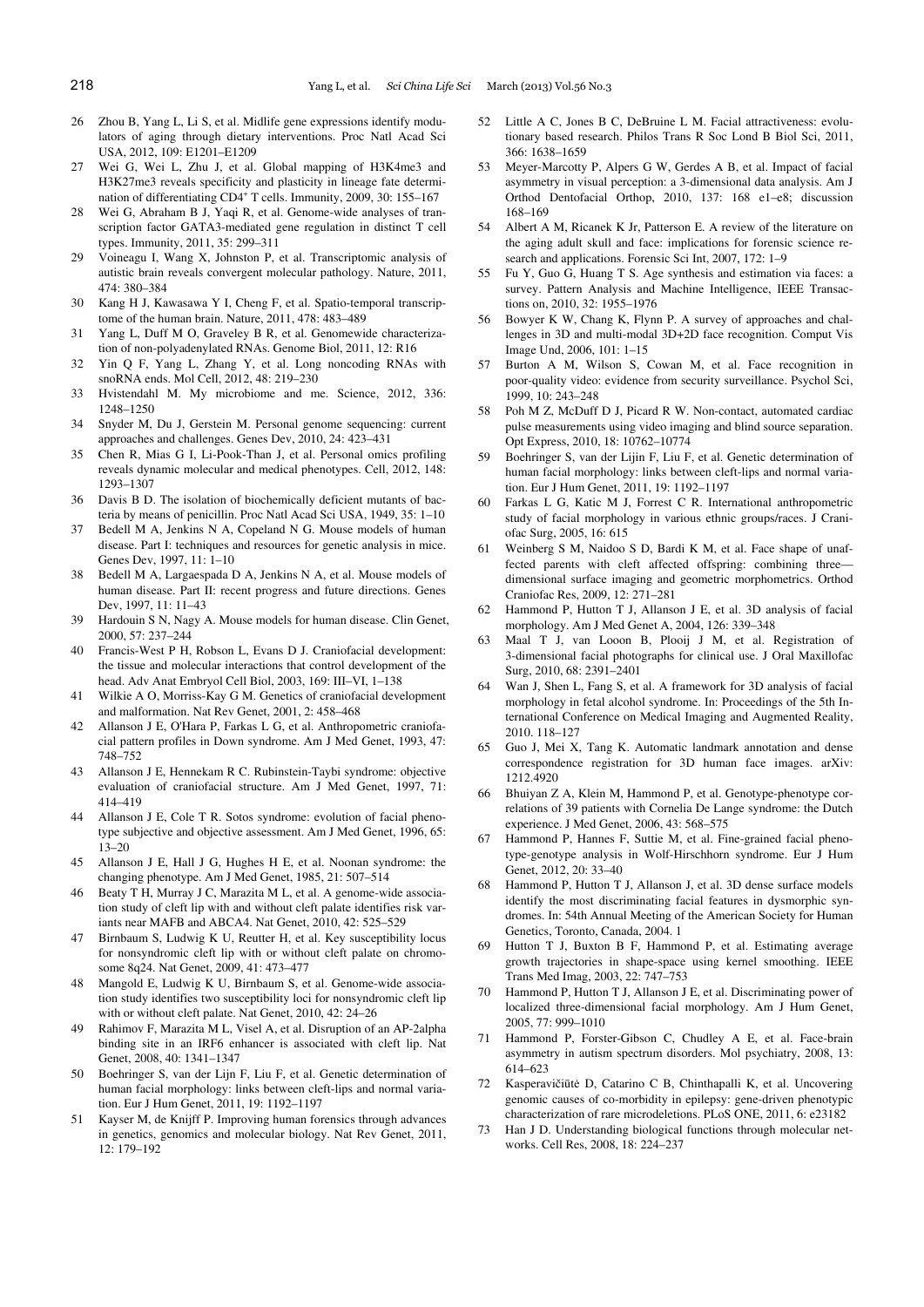26 Zhou B, Yang L, Li S, et al. Midlife gene expressions identify modulators of aging through dietary interventions. Proc Natl Acad Sci USA, 2012, 109: E1201–E1209

27 Wei G, Wei L, Zhu J, et al. Global mapping of H3K4me3 and H3K27me3 reveals specificity and plasticity in lineage fate determination of differentiating CD4+ T cells. Immunity, 2009, 30: 155–167

28 Wei G, Abraham B J, Yaqi R, et al. Genome-wide analyses of transcription factor GATA3-mediated gene regulation in distinct T cell types. Immunity, 2011, 35: 299–311

29 Voineagu I, Wang X, Johnston P, et al. Transcriptomic analysis of autistic brain reveals convergent molecular pathology. Nature, 2011, 474: 380–384

30 Kang H J, Kawasawa Y I, Cheng F, et al. Spatio-temporal transcriptome of the human brain. Nature, 2011, 478: 483–489

31 Yang L, Duff M O, Graveley B R, et al. Genomewide characterization of non-polyadenylated RNAs. Genome Biol, 2011, 12: R16

32 Yin Q F, Yang L, Zhang Y, et al. Long noncoding RNAs with snoRNA ends. Mol Cell, 2012, 48: 219–230

33 Hvistendahl M. My microbiome and me. Science, 2012, 336: 1248–1250

34 Snyder M, Du J, Gerstein M. Personal genome sequencing: current approaches and challenges. Genes Dev, 2010, 24: 423–431

35 Chen R, Mias G I, Li-Pook-Than J, et al. Personal omics profiling reveals dynamic molecular and medical phenotypes. Cell, 2012, 148: 1293–1307

36 Davis B D. The isolation of biochemically deficient mutants of bacteria by means of penicillin. Proc Natl Acad Sci USA, 1949, 35: 1–10

37 Bedell M A, Jenkins N A, Copeland N G. Mouse models of human disease. Part I: techniques and resources for genetic analysis in mice. Genes Dev, 1997, 11: 1–10

38 Bedell M A, Largaespada D A, Jenkins N A, et al. Mouse models of human disease. Part II: recent progress and future directions. Genes Dev, 1997, 11: 11–43

39 Hardouin S N, Nagy A. Mouse models for human disease. Clin Genet, 2000, 57: 237–244

40 Francis-West P H, Robson L, Evans D J. Craniofacial development: the tissue and molecular interactions that control development of the head. Adv Anat Embryol Cell Biol, 2003, 169: III–VI, 1–138

41 Wilkie A O, Morriss-Kay G M. Genetics of craniofacial development and malformation. Nat Rev Genet, 2001, 2: 458–468

42 Allanson J E, O'Hara P, Farkas L G, et al. Anthropometric craniofacial pattern profiles in Down syndrome. Am J Med Genet, 1993, 47: 748–752

43 Allanson J E, Hennekam R C. Rubinstein-Taybi syndrome: objective evaluation of craniofacial structure. Am J Med Genet, 1997, 71: 414–419

44 Allanson J E, Cole T R. Sotos syndrome: evolution of facial phenotype subjective and objective assessment. Am J Med Genet, 1996, 65: 13–20

45 Allanson J E, Hall J G, Hughes H E, et al. Noonan syndrome: the changing phenotype. Am J Med Genet, 1985, 21: 507–514

46 Beaty T H, Murray J C, Marazita M L, et al. A genome-wide association study of cleft lip with and without cleft palate identifies risk variants near MAFB and ABCA4. Nat Genet, 2010, 42: 525–529

47 Birnbaum S, Ludwig K U, Reutter H, et al. Key susceptibility locus for nonsyndromic cleft lip with or without cleft palate on chromosome 8q24. Nat Genet, 2009, 41: 473–477

48 Mangold E, Ludwig K U, Birnbaum S, et al. Genome-wide association study identifies two susceptibility loci for nonsyndromic cleft lip with or without cleft palate. Nat Genet, 2010, 42: 24–26

49 Rahimov F, Marazita M L, Visel A, et al. Disruption of an AP-2alpha binding site in an IRF6 enhancer is associated with cleft lip. Nat Genet, 2008, 40: 1341–1347

50 Boehringer S, van der Lijn F, Liu F, et al. Genetic determination of human facial morphology: links between cleft-lips and normal variation. Eur J Hum Genet, 2011, 19: 1192–1197

51 Kayser M, de Knijff P. Improving human forensics through advances in genetics, genomics and molecular biology. Nat Rev Genet, 2011, 12: 179–192

52 Little A C, Jones B C, DeBruine L M. Facial attractiveness: evolutionary based research. Philos Trans R Soc Lond B Biol Sci, 2011, 366: 1638–1659

53 Meyer-Marcotty P, Alpers G W, Gerdes A B, et al. Impact of facial asymmetry in visual perception: a 3-dimensional data analysis. Am J Orthod Dentofacial Orthop, 2010, 137: 168 e1–e8; discussion 168–169

54 Albert A M, Ricanek K Jr, Patterson E. A review of the literature on the aging adult skull and face: implications for forensic science research and applications. Forensic Sci Int, 2007, 172: 1–9

55 Fu Y, Guo G, Huang T S. Age synthesis and estimation via faces: a survey. Pattern Analysis and Machine Intelligence, IEEE Transactions on, 2010, 32: 1955–1976

56 Bowyer K W, Chang K, Flynn P. A survey of approaches and challenges in 3D and multi-modal 3D+2D face recognition. Comput Vis Image Und, 2006, 101: 1–15

57 Burton A M, Wilson S, Cowan M, et al. Face recognition in poor-quality video: evidence from security surveillance. Psychol Sci, 1999, 10: 243–248

58 Poh M Z, McDuff D J, Picard R W. Non-contact, automated cardiac pulse measurements using video imaging and blind source separation. Opt Express, 2010, 18: 10762–10774

59 Boehringer S, van der Lijin F, Liu F, et al. Genetic determination of human facial morphology: links between cleft-lips and normal variation. Eur J Hum Genet, 2011, 19: 1192–1197

60 Farkas L G, Katic M J, Forrest C R. International anthropometric study of facial morphology in various ethnic groups/races. J Craniofac Surg, 2005, 16: 615

61 Weinberg S M, Naidoo S D, Bardi K M, et al. Face shape of unaffected parents with cleft affected offspring: combining three—dimensional surface imaging and geometric morphometrics. Orthod Craniofac Res, 2009, 12: 271–281

62 Hammond P, Hutton T J, Allanson J E, et al. 3D analysis of facial morphology. Am J Med Genet A, 2004, 126: 339–348

63 Maal T J, van Looon B, Plooij J M, et al. Registration of 3-dimensional facial photographs for clinical use. J Oral Maxillofac Surg, 2010, 68: 2391–2401

64 Wan J, Shen L, Fang S, et al. A framework for 3D analysis of facial morphology in fetal alcohol syndrome. In: Proceedings of the 5th International Conference on Medical Imaging and Augmented Reality, 2010. 118–127

65 Guo J, Mei X, Tang K. Automatic landmark annotation and dense correspondence registration for 3D human face images. arXiv: 1212.4920

66 Bhuiyan Z A, Klein M, Hammond P, et al. Genotype-phenotype correlations of 39 patients with Cornelia De Lange syndrome: the Dutch experience. J Med Genet, 2006, 43: 568–575

67 Hammond P, Hannes F, Suttie M, et al. Fine-grained facial phenotype-genotype analysis in Wolf-Hirschhorn syndrome. Eur J Hum Genet, 2012, 20: 33–40

68 Hammond P, Hutton T J, Allanson J, et al. 3D dense surface models identify the most discriminating facial features in dysmorphic syndromes. In: 54th Annual Meeting of the American Society for Human Genetics, Toronto, Canada, 2004. 1

69 Hutton T J, Buxton B F, Hammond P, et al. Estimating average growth trajectories in shape-space using kernel smoothing. IEEE Trans Med Imag, 2003, 22: 747–753

70 Hammond P, Hutton T J, Allanson J E, et al. Discriminating power of localized three-dimensional facial morphology. Am J Hum Genet, 2005, 77: 999–1010

71 Hammond P, Forster-Gibson C, Chudley A E, et al. Face-brain asymmetry in autism spectrum disorders. Mol psychiatry, 2008, 13: 614–623

72 Kasperavičiūtė D, Catarino C B, Chinthapalli K, et al. Uncovering genomic causes of co-morbidity in epilepsy: gene-driven phenotypic characterization of rare microdeletions. PLoS ONE, 2011, 6: e23182

73 Han J D. Understanding biological functions through molecular networks. Cell Res, 2008, 18: 224–237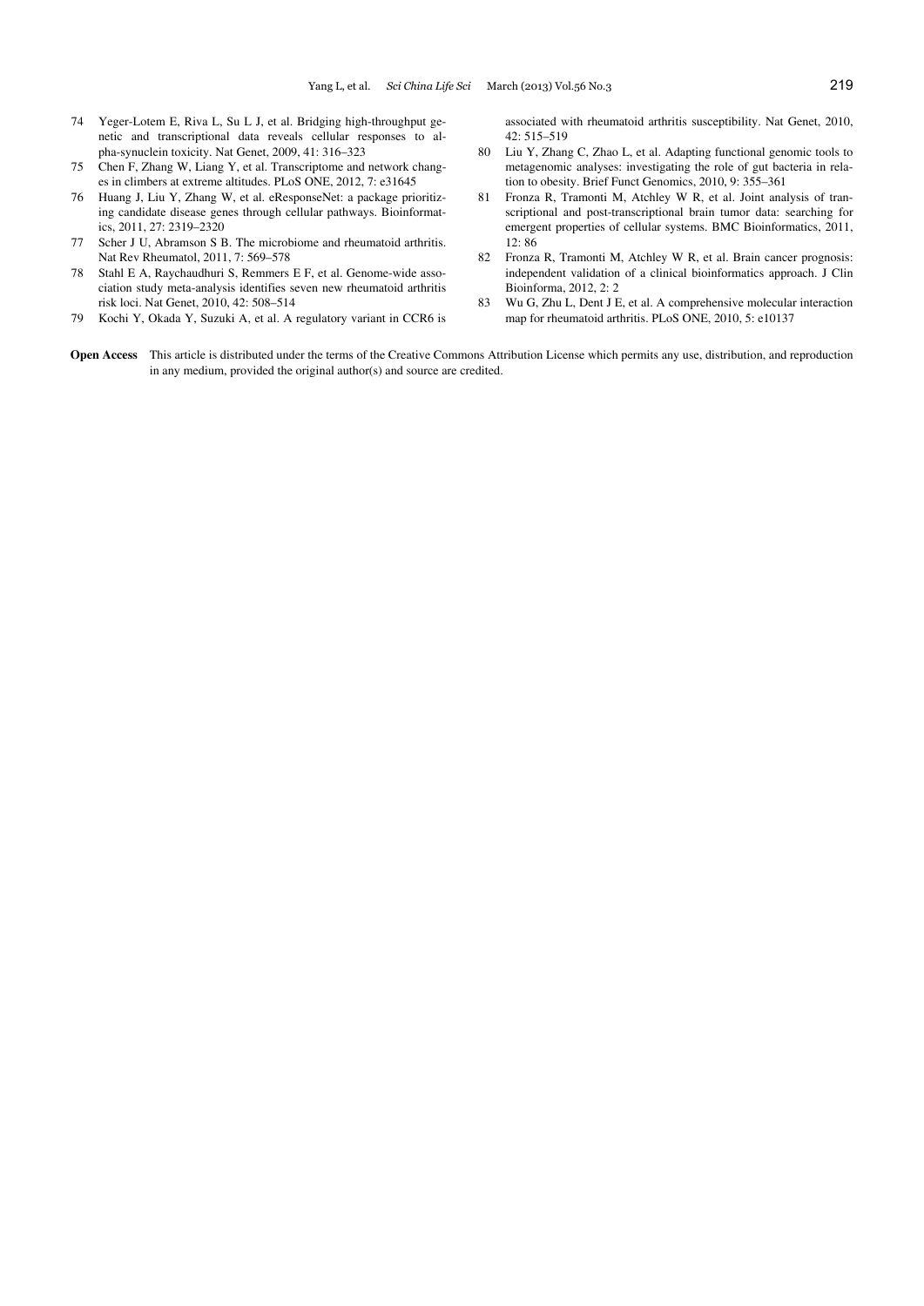74 Yeger-Lotem E, Riva L, Su L J, et al. Bridging high-throughput genetic and transcriptional data reveals cellular responses to alpha-synuclein toxicity. Nat Genet, 2009, 41: 316–323

75 Chen F, Zhang W, Liang Y, et al. Transcriptome and network changes in climbers at extreme altitudes. PLoS ONE, 2012, 7: e31645

76 Huang J, Liu Y, Zhang W, et al. eResponseNet: a package prioritizing candidate disease genes through cellular pathways. Bioinformatics, 2011, 27: 2319–2320

77 Scher J U, Abramson S B. The microbiome and rheumatoid arthritis. Nat Rev Rheumatol, 2011, 7: 569–578

78 Stahl E A, Raychaudhuri S, Remmers E F, et al. Genome-wide association study meta-analysis identifies seven new rheumatoid arthritis risk loci. Nat Genet, 2010, 42: 508–514

79 Kochi Y, Okada Y, Suzuki A, et al. A regulatory variant in CCR6 is associated with rheumatoid arthritis susceptibility. Nat Genet, 2010, 42: 515–519

80 Liu Y, Zhang C, Zhao L, et al. Adapting functional genomic tools to metagenomic analyses: investigating the role of gut bacteria in relation to obesity. Brief Funct Genomics, 2010, 9: 355–361

81 Fronza R, Tramonti M, Atchley W R, et al. Joint analysis of transcriptional and post-transcriptional brain tumor data: searching for emergent properties of cellular systems. BMC Bioinformatics, 2011, 12: 86

82 Fronza R, Tramonti M, Atchley W R, et al. Brain cancer prognosis: independent validation of a clinical bioinformatics approach. J Clin Bioinforma, 2012, 2: 2

83 Wu G, Zhu L, Dent J E, et al. A comprehensive molecular interaction map for rheumatoid arthritis. PLoS ONE, 2010, 5: e10137

**Open Access** This article is distributed under the terms of the Creative Commons Attribution License which permits any use, distribution, and reproduction in any medium, provided the original author(s) and source are credited.